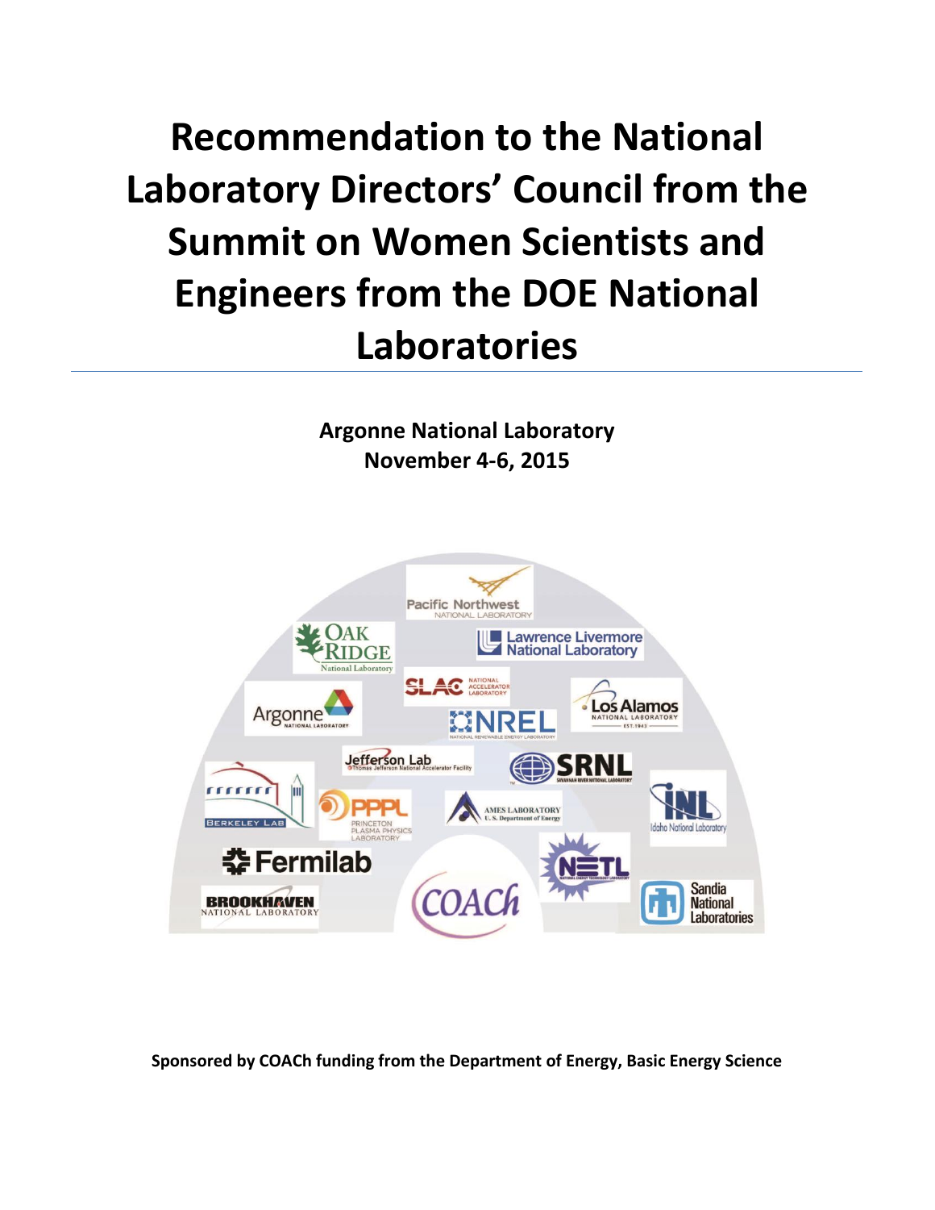# Recommendation to the National Laboratory Directors' Council from the Summit on Women Scientists and Engineers from the DOE National Laboratories

**Argonne National Laboratory**
**November 4-6, 2015**

**Sponsored by COACh funding from the Department of Energy, Basic Energy Science**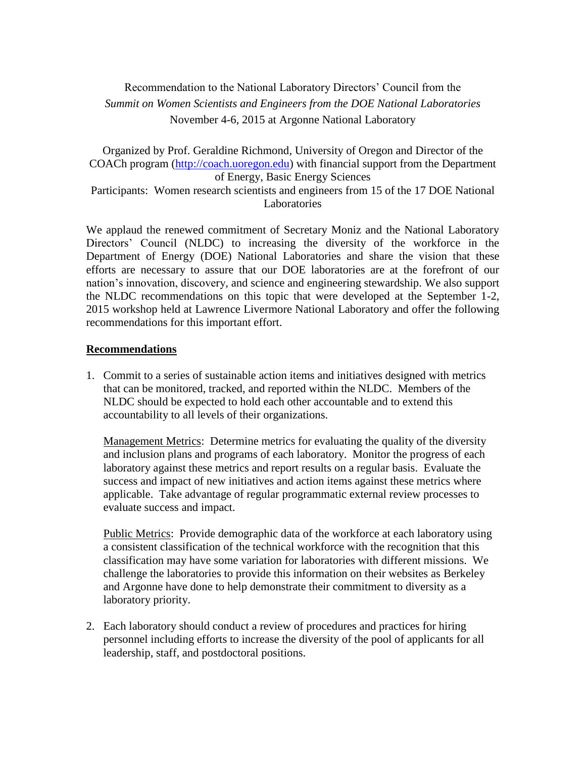Recommendation to the National Laboratory Directors' Council from the
*Summit on Women Scientists and Engineers from the DOE National Laboratories*
November 4-6, 2015 at Argonne National Laboratory

Organized by Prof. Geraldine Richmond, University of Oregon and Director of the COACh program (http://coach.uoregon.edu) with financial support from the Department of Energy, Basic Energy Sciences

Participants: Women research scientists and engineers from 15 of the 17 DOE National Laboratories

We applaud the renewed commitment of Secretary Moniz and the National Laboratory Directors' Council (NLDC) to increasing the diversity of the workforce in the Department of Energy (DOE) National Laboratories and share the vision that these efforts are necessary to assure that our DOE laboratories are at the forefront of our nation's innovation, discovery, and science and engineering stewardship. We also support the NLDC recommendations on this topic that were developed at the September 1-2, 2015 workshop held at Lawrence Livermore National Laboratory and offer the following recommendations for this important effort.

## Recommendations

1. Commit to a series of sustainable action items and initiatives designed with metrics that can be monitored, tracked, and reported within the NLDC. Members of the NLDC should be expected to hold each other accountable and to extend this accountability to all levels of their organizations.

   Management Metrics: Determine metrics for evaluating the quality of the diversity and inclusion plans and programs of each laboratory. Monitor the progress of each laboratory against these metrics and report results on a regular basis. Evaluate the success and impact of new initiatives and action items against these metrics where applicable. Take advantage of regular programmatic external review processes to evaluate success and impact.

   Public Metrics: Provide demographic data of the workforce at each laboratory using a consistent classification of the technical workforce with the recognition that this classification may have some variation for laboratories with different missions. We challenge the laboratories to provide this information on their websites as Berkeley and Argonne have done to help demonstrate their commitment to diversity as a laboratory priority.

2. Each laboratory should conduct a review of procedures and practices for hiring personnel including efforts to increase the diversity of the pool of applicants for all leadership, staff, and postdoctoral positions.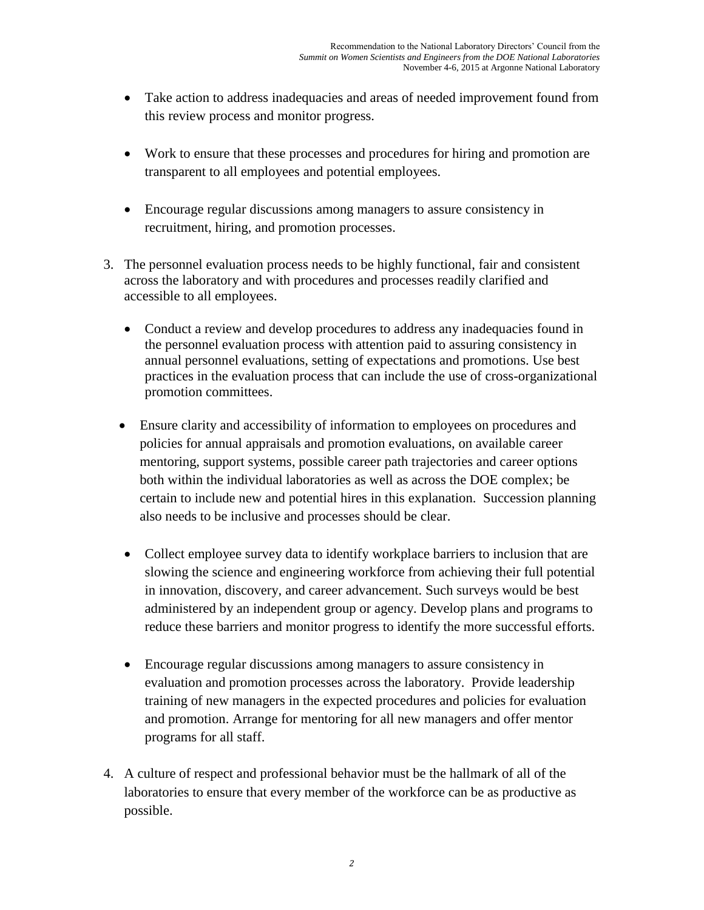- Take action to address inadequacies and areas of needed improvement found from this review process and monitor progress.

- Work to ensure that these processes and procedures for hiring and promotion are transparent to all employees and potential employees.

- Encourage regular discussions among managers to assure consistency in recruitment, hiring, and promotion processes.

3. The personnel evaluation process needs to be highly functional, fair and consistent across the laboratory and with procedures and processes readily clarified and accessible to all employees.

   - Conduct a review and develop procedures to address any inadequacies found in the personnel evaluation process with attention paid to assuring consistency in annual personnel evaluations, setting of expectations and promotions. Use best practices in the evaluation process that can include the use of cross-organizational promotion committees.

   - Ensure clarity and accessibility of information to employees on procedures and policies for annual appraisals and promotion evaluations, on available career mentoring, support systems, possible career path trajectories and career options both within the individual laboratories as well as across the DOE complex; be certain to include new and potential hires in this explanation. Succession planning also needs to be inclusive and processes should be clear.

   - Collect employee survey data to identify workplace barriers to inclusion that are slowing the science and engineering workforce from achieving their full potential in innovation, discovery, and career advancement. Such surveys would be best administered by an independent group or agency. Develop plans and programs to reduce these barriers and monitor progress to identify the more successful efforts.

   - Encourage regular discussions among managers to assure consistency in evaluation and promotion processes across the laboratory. Provide leadership training of new managers in the expected procedures and policies for evaluation and promotion. Arrange for mentoring for all new managers and offer mentor programs for all staff.

4. A culture of respect and professional behavior must be the hallmark of all of the laboratories to ensure that every member of the workforce can be as productive as possible.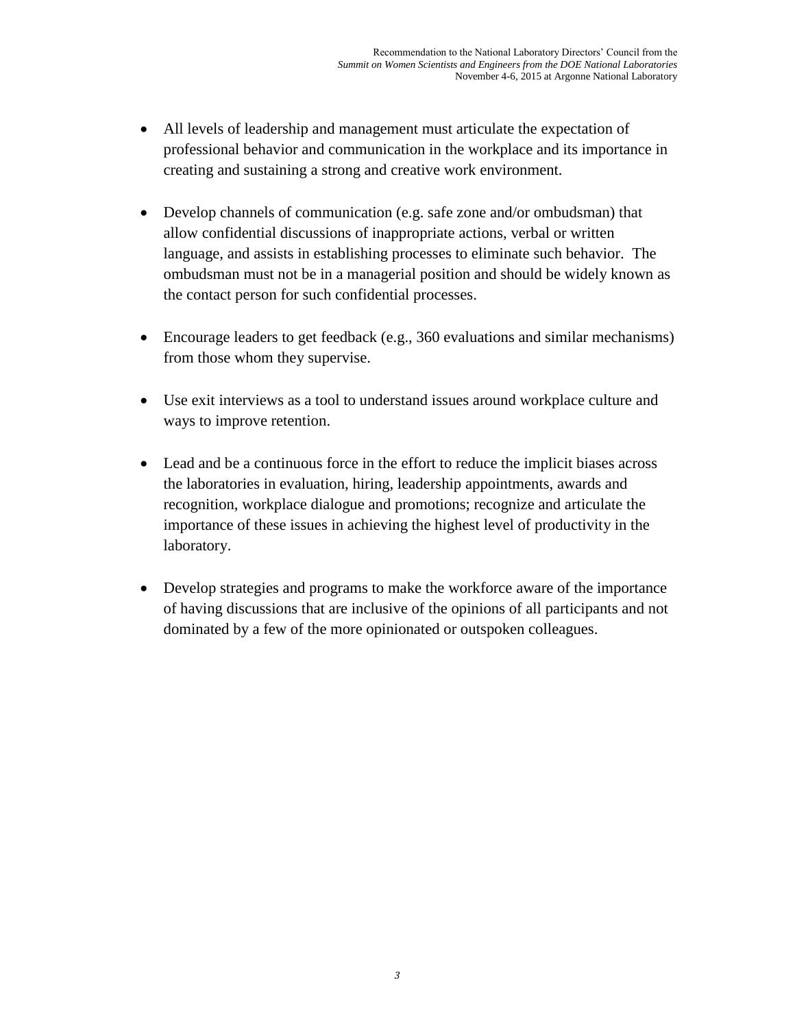- All levels of leadership and management must articulate the expectation of professional behavior and communication in the workplace and its importance in creating and sustaining a strong and creative work environment.

- Develop channels of communication (e.g. safe zone and/or ombudsman) that allow confidential discussions of inappropriate actions, verbal or written language, and assists in establishing processes to eliminate such behavior. The ombudsman must not be in a managerial position and should be widely known as the contact person for such confidential processes.

- Encourage leaders to get feedback (e.g., 360 evaluations and similar mechanisms) from those whom they supervise.

- Use exit interviews as a tool to understand issues around workplace culture and ways to improve retention.

- Lead and be a continuous force in the effort to reduce the implicit biases across the laboratories in evaluation, hiring, leadership appointments, awards and recognition, workplace dialogue and promotions; recognize and articulate the importance of these issues in achieving the highest level of productivity in the laboratory.

- Develop strategies and programs to make the workforce aware of the importance of having discussions that are inclusive of the opinions of all participants and not dominated by a few of the more opinionated or outspoken colleagues.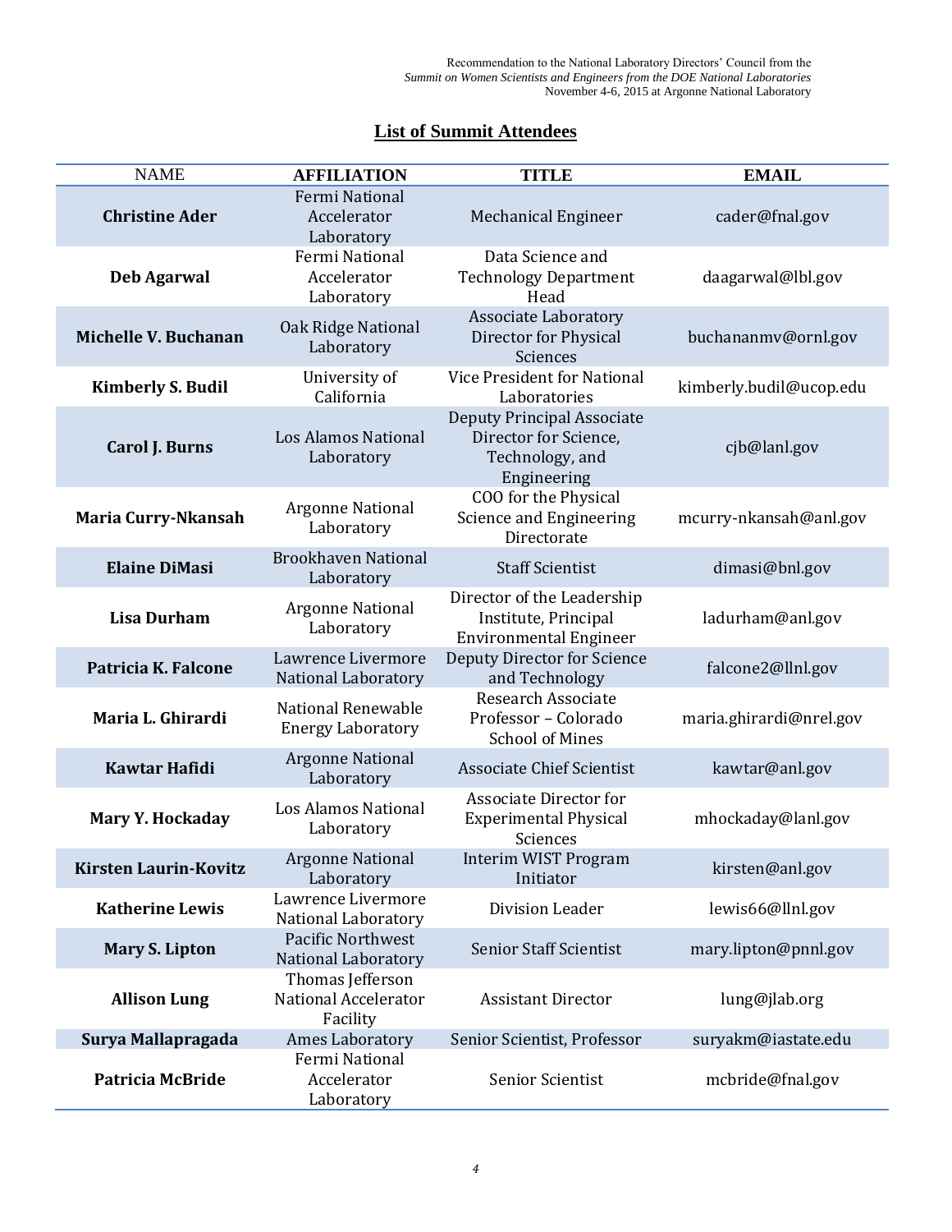## List of Summit Attendees

| NAME | AFFILIATION | TITLE | EMAIL |
|---|---|---|---|
| **Christine Ader** | Fermi National Accelerator Laboratory | Mechanical Engineer | cader@fnal.gov |
| **Deb Agarwal** | Fermi National Accelerator Laboratory | Data Science and Technology Department Head | daagarwal@lbl.gov |
| **Michelle V. Buchanan** | Oak Ridge National Laboratory | Associate Laboratory Director for Physical Sciences | buchananmv@ornl.gov |
| **Kimberly S. Budil** | University of California | Vice President for National Laboratories | kimberly.budil@ucop.edu |
| **Carol J. Burns** | Los Alamos National Laboratory | Deputy Principal Associate Director for Science, Technology, and Engineering | cjb@lanl.gov |
| **Maria Curry-Nkansah** | Argonne National Laboratory | COO for the Physical Science and Engineering Directorate | mcurry-nkansah@anl.gov |
| **Elaine DiMasi** | Brookhaven National Laboratory | Staff Scientist | dimasi@bnl.gov |
| **Lisa Durham** | Argonne National Laboratory | Director of the Leadership Institute, Principal Environmental Engineer | ladurham@anl.gov |
| **Patricia K. Falcone** | Lawrence Livermore National Laboratory | Deputy Director for Science and Technology | falcone2@llnl.gov |
| **Maria L. Ghirardi** | National Renewable Energy Laboratory | Research Associate Professor – Colorado School of Mines | maria.ghirardi@nrel.gov |
| **Kawtar Hafidi** | Argonne National Laboratory | Associate Chief Scientist | kawtar@anl.gov |
| **Mary Y. Hockaday** | Los Alamos National Laboratory | Associate Director for Experimental Physical Sciences | mhockaday@lanl.gov |
| **Kirsten Laurin-Kovitz** | Argonne National Laboratory | Interim WIST Program Initiator | kirsten@anl.gov |
| **Katherine Lewis** | Lawrence Livermore National Laboratory | Division Leader | lewis66@llnl.gov |
| **Mary S. Lipton** | Pacific Northwest National Laboratory | Senior Staff Scientist | mary.lipton@pnnl.gov |
| **Allison Lung** | Thomas Jefferson National Accelerator Facility | Assistant Director | lung@jlab.org |
| **Surya Mallapragada** | Ames Laboratory | Senior Scientist, Professor | suryakm@iastate.edu |
| **Patricia McBride** | Fermi National Accelerator Laboratory | Senior Scientist | mcbride@fnal.gov |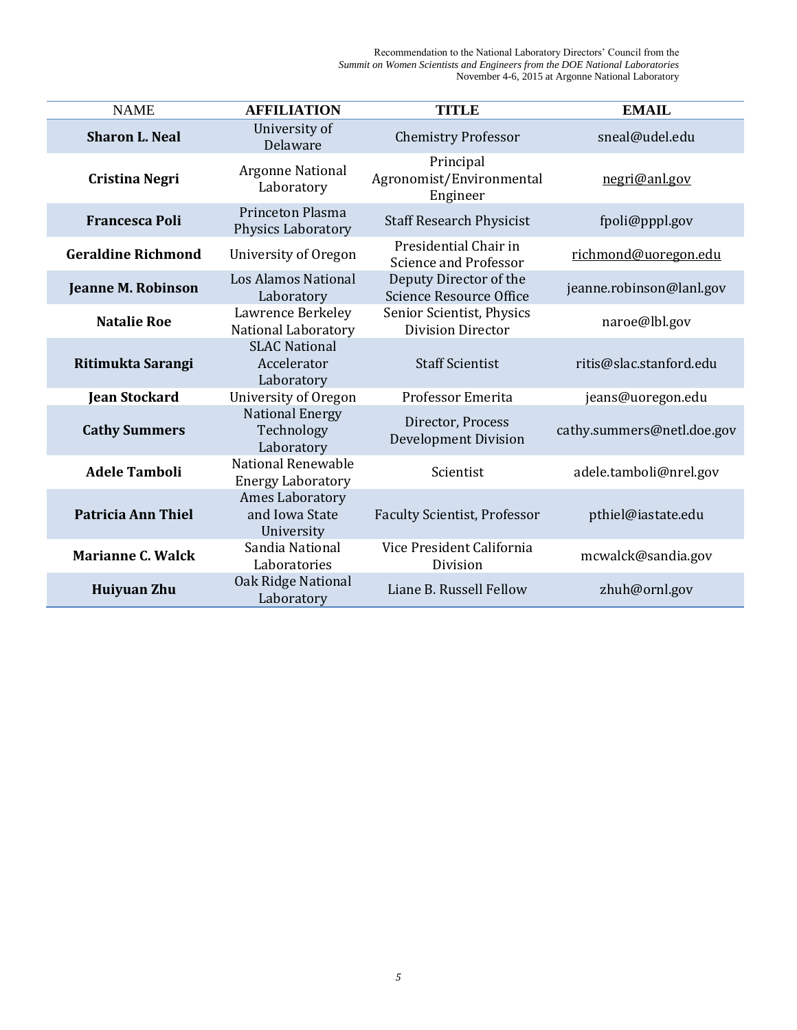| NAME | AFFILIATION | TITLE | EMAIL |
|---|---|---|---|
| **Sharon L. Neal** | University of Delaware | Chemistry Professor | sneal@udel.edu |
| **Cristina Negri** | Argonne National Laboratory | Principal Agronomist/Environmental Engineer | negri@anl.gov |
| **Francesca Poli** | Princeton Plasma Physics Laboratory | Staff Research Physicist | fpoli@pppl.gov |
| **Geraldine Richmond** | University of Oregon | Presidential Chair in Science and Professor | richmond@uoregon.edu |
| **Jeanne M. Robinson** | Los Alamos National Laboratory | Deputy Director of the Science Resource Office | jeanne.robinson@lanl.gov |
| **Natalie Roe** | Lawrence Berkeley National Laboratory | Senior Scientist, Physics Division Director | naroe@lbl.gov |
| **Ritimukta Sarangi** | SLAC National Accelerator Laboratory | Staff Scientist | ritis@slac.stanford.edu |
| **Jean Stockard** | University of Oregon | Professor Emerita | jeans@uoregon.edu |
| **Cathy Summers** | National Energy Technology Laboratory | Director, Process Development Division | cathy.summers@netl.doe.gov |
| **Adele Tamboli** | National Renewable Energy Laboratory | Scientist | adele.tamboli@nrel.gov |
| **Patricia Ann Thiel** | Ames Laboratory and Iowa State University | Faculty Scientist, Professor | pthiel@iastate.edu |
| **Marianne C. Walck** | Sandia National Laboratories | Vice President California Division | mcwalck@sandia.gov |
| **Huiyuan Zhu** | Oak Ridge National Laboratory | Liane B. Russell Fellow | zhuh@ornl.gov |